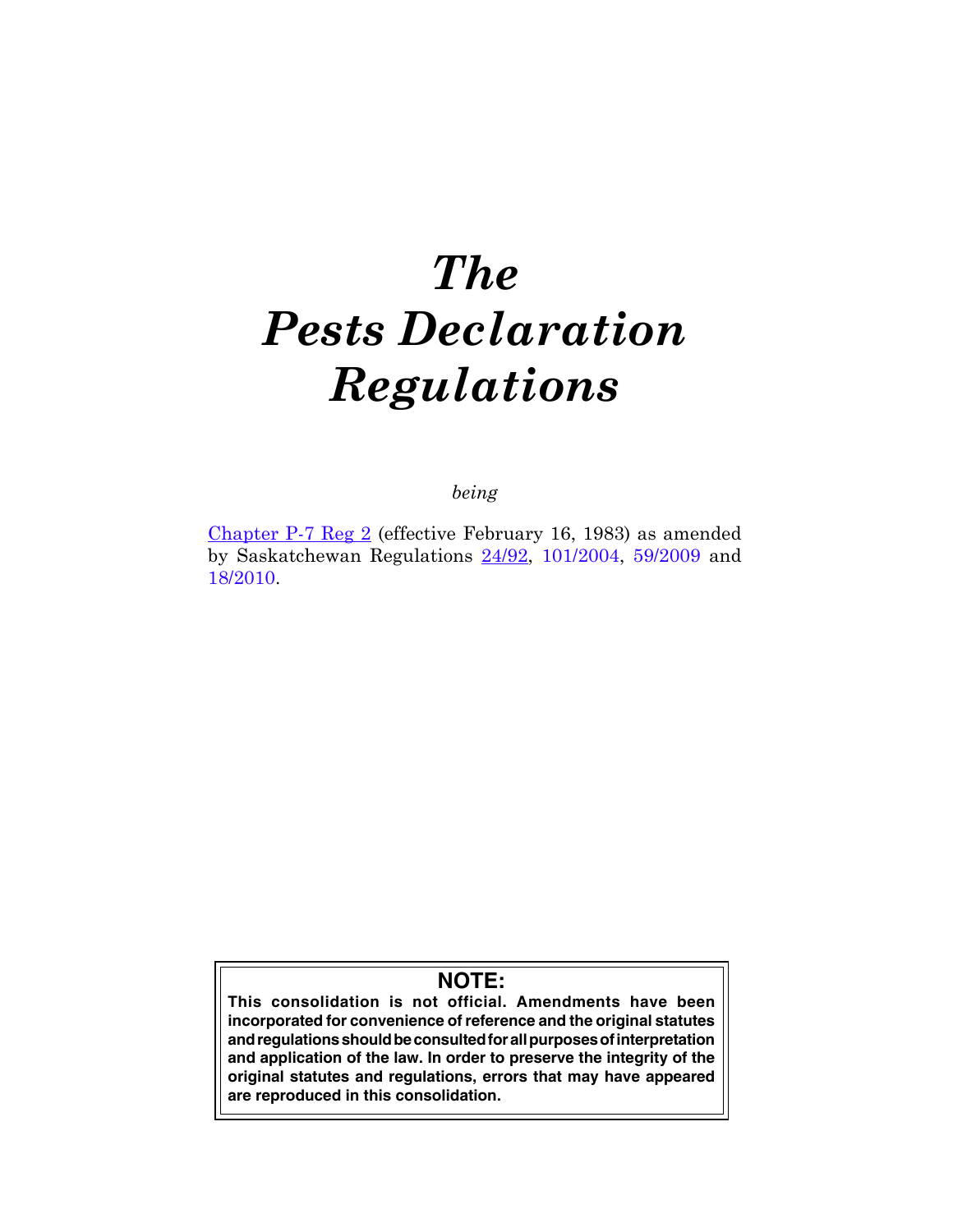# *The Pests Declaration Regulations*

*being*

Chapter P-7 Reg 2 (effective February 16, 1983) as amended by Saskatchewan Regulations 24/92, 101/2004, 59/2009 and 18/2010.

**NOTE:**

**This consolidation is not official. Amendments have been incorporated for convenience of reference and the original statutes and regulations should be consulted for all purposes of interpretation and application of the law. In order to preserve the integrity of the original statutes and regulations, errors that may have appeared are reproduced in this consolidation.**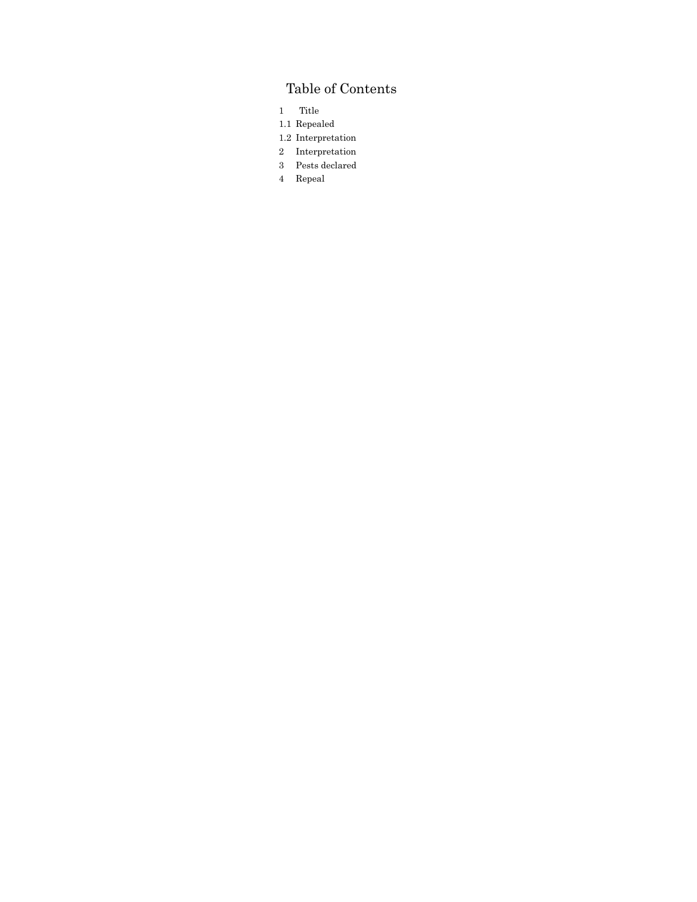# Table of Contents

1 Title
1.1 Repealed
1.2 Interpretation
2 Interpretation
3 Pests declared
4 Repeal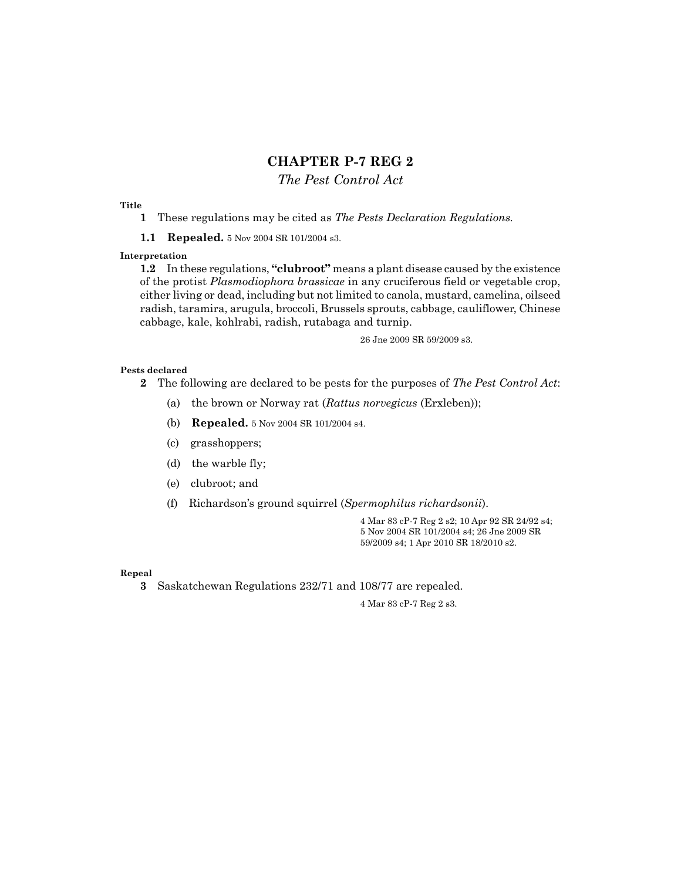# CHAPTER P-7 REG 2

*The Pest Control Act*

**Title**

**1** These regulations may be cited as *The Pests Declaration Regulations*.

**1.1 Repealed.** 5 Nov 2004 SR 101/2004 s3.

**Interpretation**

**1.2** In these regulations, **"clubroot"** means a plant disease caused by the existence of the protist *Plasmodiophora brassicae* in any cruciferous field or vegetable crop, either living or dead, including but not limited to canola, mustard, camelina, oilseed radish, taramira, arugula, broccoli, Brussels sprouts, cabbage, cauliflower, Chinese cabbage, kale, kohlrabi, radish, rutabaga and turnip.

26 Jne 2009 SR 59/2009 s3.

**Pests declared**

**2** The following are declared to be pests for the purposes of *The Pest Control Act*:

(a) the brown or Norway rat (*Rattus norvegicus* (Erxleben));

(b) **Repealed.** 5 Nov 2004 SR 101/2004 s4.

(c) grasshoppers;

(d) the warble fly;

(e) clubroot; and

(f) Richardson's ground squirrel (*Spermophilus richardsonii*).

4 Mar 83 cP-7 Reg 2 s2; 10 Apr 92 SR 24/92 s4; 5 Nov 2004 SR 101/2004 s4; 26 Jne 2009 SR 59/2009 s4; 1 Apr 2010 SR 18/2010 s2.

**Repeal**

**3** Saskatchewan Regulations 232/71 and 108/77 are repealed.

4 Mar 83 cP-7 Reg 2 s3.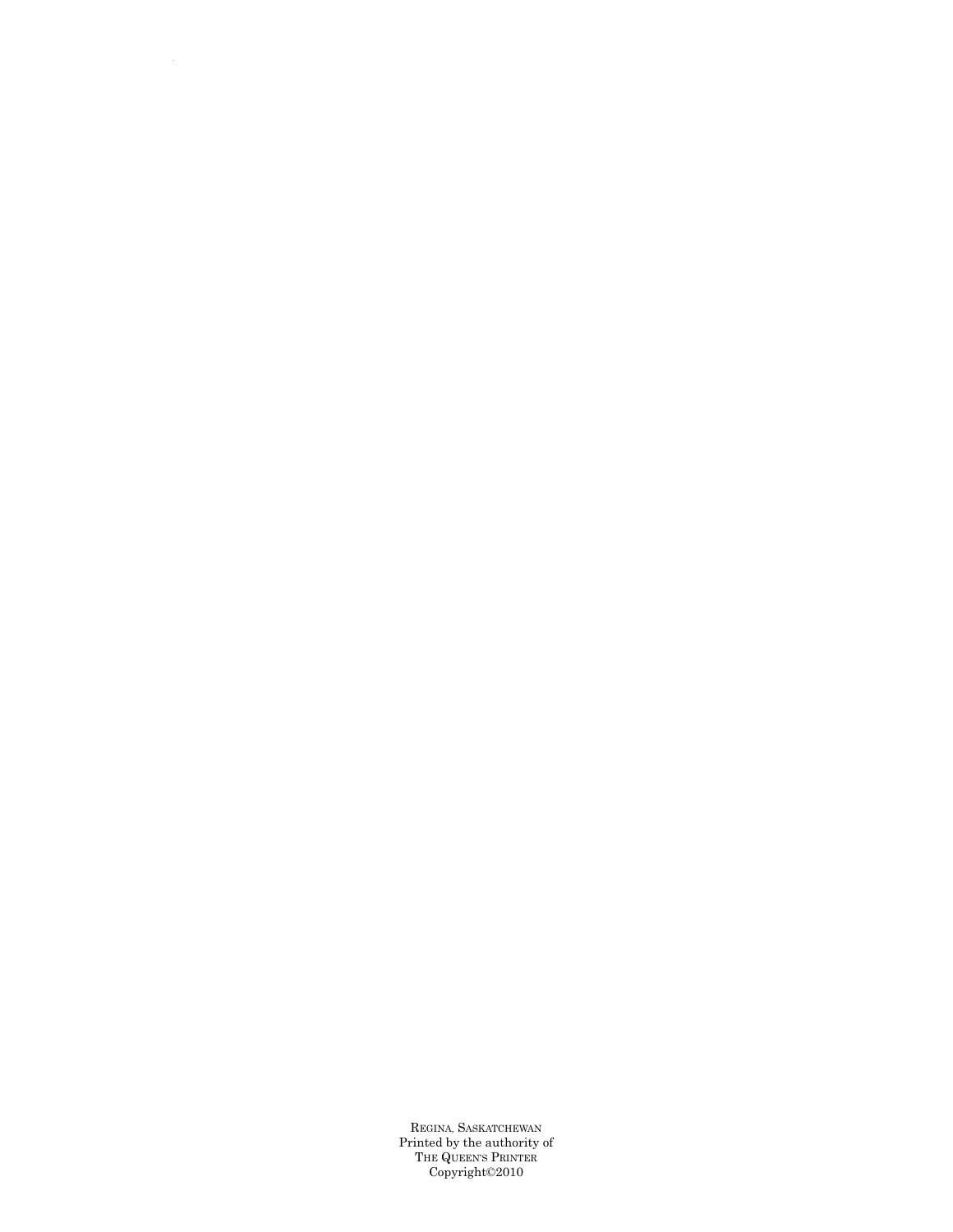Regina, Saskatchewan
Printed by the authority of
The Queen's Printer
Copyright©2010